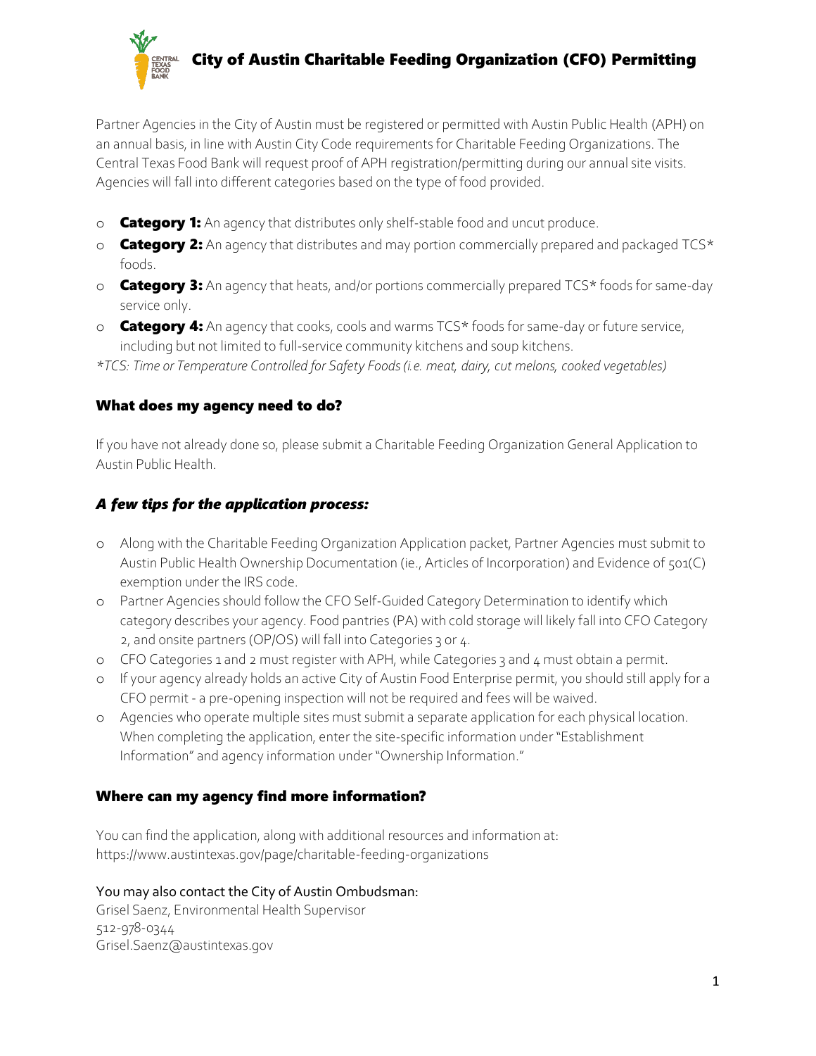# City of Austin Charitable Feeding Organization (CFO) Permitting

Partner Agencies in the City of Austin must be registered or permitted with Austin Public Health (APH) on an annual basis, in line with Austin City Code requirements for Charitable Feeding Organizations. The Central Texas Food Bank will request proof of APH registration/permitting during our annual site visits. Agencies will fall into different categories based on the type of food provided.

- **Category 1:** An agency that distributes only shelf-stable food and uncut produce.
- **Category 2:** An agency that distributes and may portion commercially prepared and packaged TCS* foods.
- **Category 3:** An agency that heats, and/or portions commercially prepared TCS* foods for same-day service only.
- **Category 4:** An agency that cooks, cools and warms TCS* foods for same-day or future service, including but not limited to full-service community kitchens and soup kitchens.

*\*TCS: Time or Temperature Controlled for Safety Foods (i.e. meat, dairy, cut melons, cooked vegetables)*

## What does my agency need to do?

If you have not already done so, please submit a Charitable Feeding Organization General Application to Austin Public Health.

### *A few tips for the application process:*

- Along with the Charitable Feeding Organization Application packet, Partner Agencies must submit to Austin Public Health Ownership Documentation (ie., Articles of Incorporation) and Evidence of 501(C) exemption under the IRS code.
- Partner Agencies should follow the CFO Self-Guided Category Determination to identify which category describes your agency. Food pantries (PA) with cold storage will likely fall into CFO Category 2, and onsite partners (OP/OS) will fall into Categories 3 or 4.
- CFO Categories 1 and 2 must register with APH, while Categories 3 and 4 must obtain a permit.
- If your agency already holds an active City of Austin Food Enterprise permit, you should still apply for a CFO permit - a pre-opening inspection will not be required and fees will be waived.
- Agencies who operate multiple sites must submit a separate application for each physical location. When completing the application, enter the site-specific information under "Establishment Information" and agency information under "Ownership Information."

## Where can my agency find more information?

You can find the application, along with additional resources and information at: https://www.austintexas.gov/page/charitable-feeding-organizations

You may also contact the City of Austin Ombudsman:
Grisel Saenz, Environmental Health Supervisor
512-978-0344
Grisel.Saenz@austintexas.gov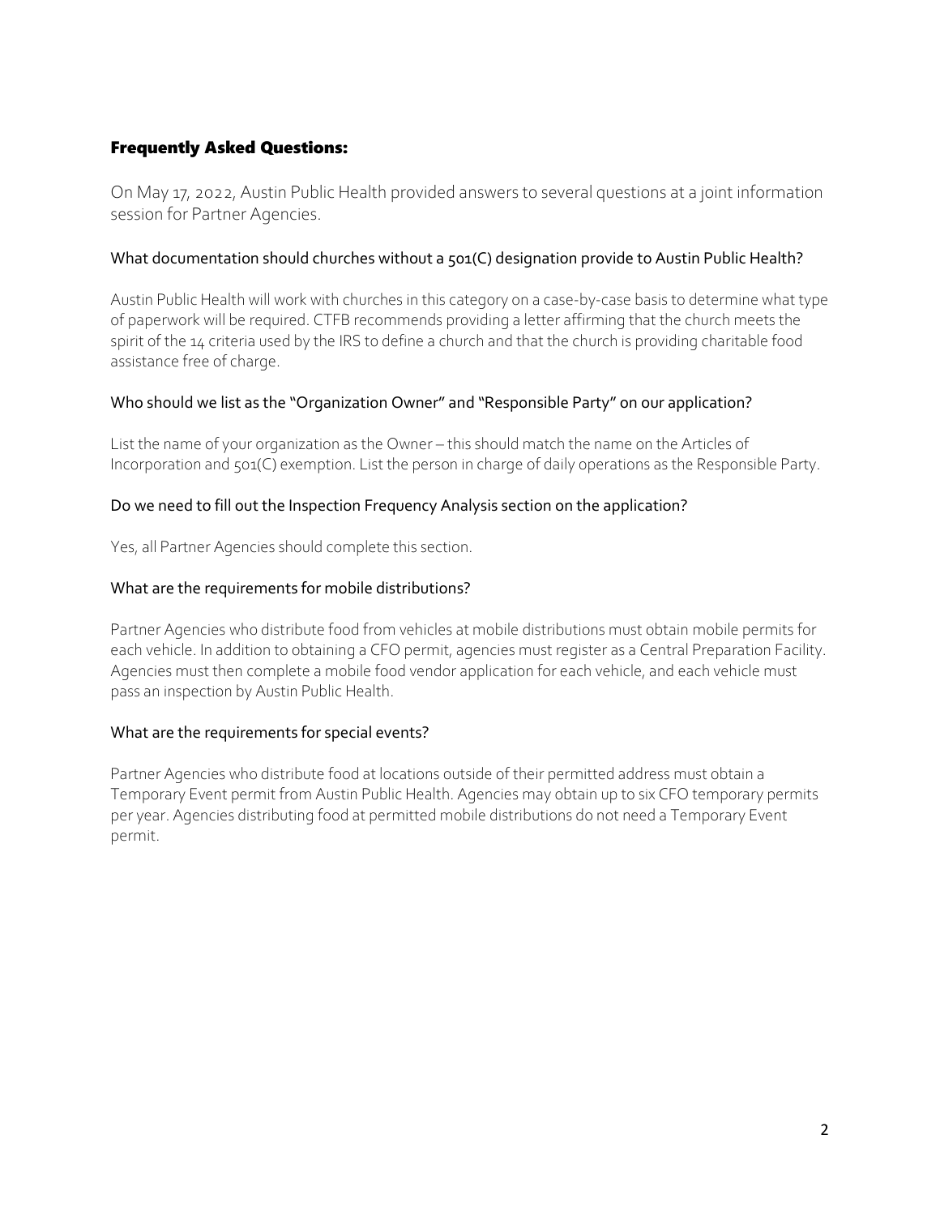## Frequently Asked Questions:

On May 17, 2022, Austin Public Health provided answers to several questions at a joint information session for Partner Agencies.

### What documentation should churches without a 501(C) designation provide to Austin Public Health?

Austin Public Health will work with churches in this category on a case-by-case basis to determine what type of paperwork will be required. CTFB recommends providing a letter affirming that the church meets the spirit of the 14 criteria used by the IRS to define a church and that the church is providing charitable food assistance free of charge.

### Who should we list as the "Organization Owner" and "Responsible Party" on our application?

List the name of your organization as the Owner – this should match the name on the Articles of Incorporation and 501(C) exemption. List the person in charge of daily operations as the Responsible Party.

### Do we need to fill out the Inspection Frequency Analysis section on the application?

Yes, all Partner Agencies should complete this section.

### What are the requirements for mobile distributions?

Partner Agencies who distribute food from vehicles at mobile distributions must obtain mobile permits for each vehicle. In addition to obtaining a CFO permit, agencies must register as a Central Preparation Facility. Agencies must then complete a mobile food vendor application for each vehicle, and each vehicle must pass an inspection by Austin Public Health.

### What are the requirements for special events?

Partner Agencies who distribute food at locations outside of their permitted address must obtain a Temporary Event permit from Austin Public Health. Agencies may obtain up to six CFO temporary permits per year. Agencies distributing food at permitted mobile distributions do not need a Temporary Event permit.